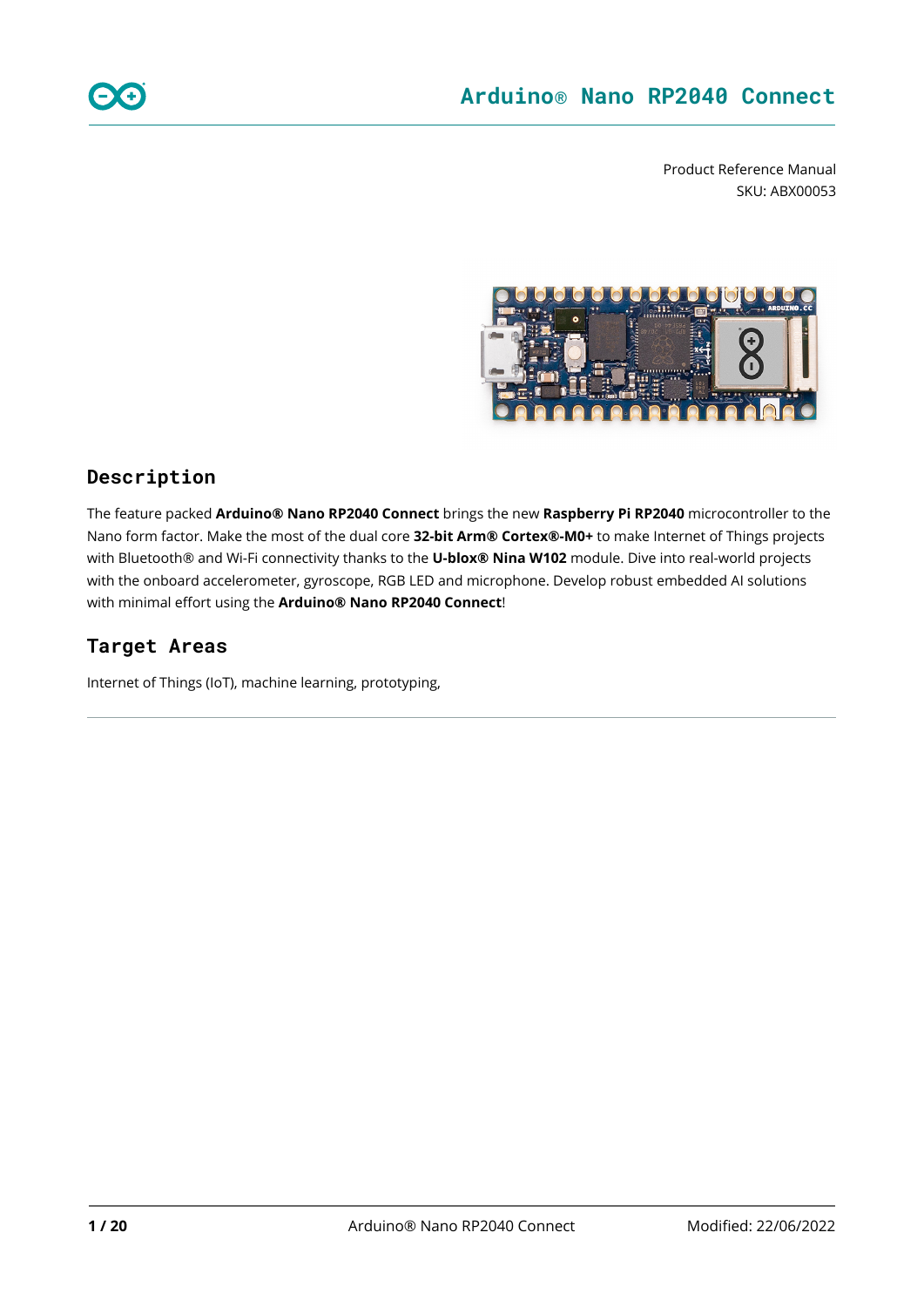# Arduino® Nano RP2040 Connect

Product Reference Manual
SKU: ABX00053

## Description

The feature packed **Arduino® Nano RP2040 Connect** brings the new **Raspberry Pi RP2040** microcontroller to the Nano form factor. Make the most of the dual core **32-bit Arm® Cortex®-M0+** to make Internet of Things projects with Bluetooth® and Wi-Fi connectivity thanks to the **U-blox® Nina W102** module. Dive into real-world projects with the onboard accelerometer, gyroscope, RGB LED and microphone. Develop robust embedded AI solutions with minimal effort using the **Arduino® Nano RP2040 Connect**!

## Target Areas

Internet of Things (IoT), machine learning, prototyping,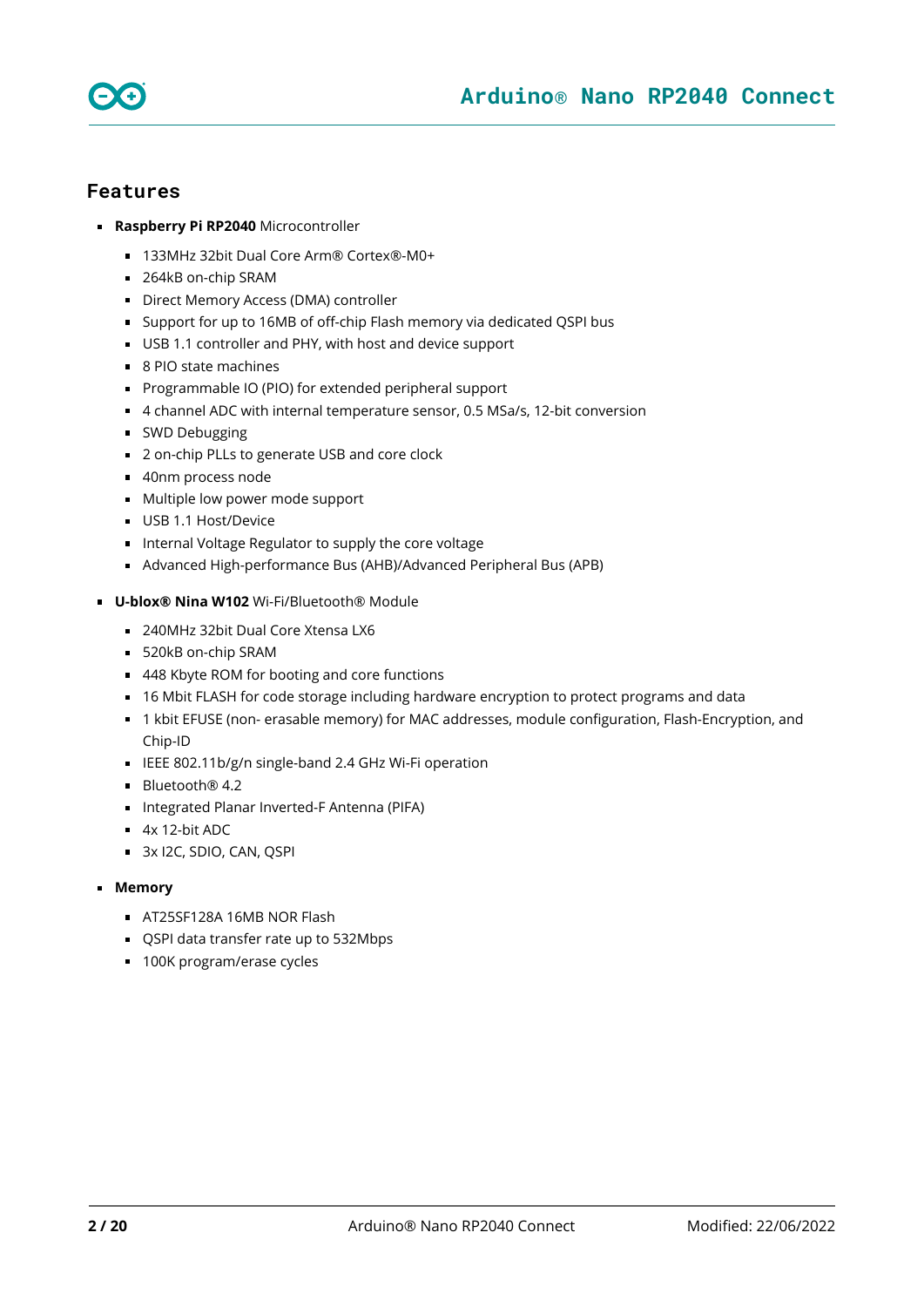## Features

- **Raspberry Pi RP2040** Microcontroller
  - 133MHz 32bit Dual Core Arm® Cortex®-M0+
  - 264kB on-chip SRAM
  - Direct Memory Access (DMA) controller
  - Support for up to 16MB of off-chip Flash memory via dedicated QSPI bus
  - USB 1.1 controller and PHY, with host and device support
  - 8 PIO state machines
  - Programmable IO (PIO) for extended peripheral support
  - 4 channel ADC with internal temperature sensor, 0.5 MSa/s, 12-bit conversion
  - SWD Debugging
  - 2 on-chip PLLs to generate USB and core clock
  - 40nm process node
  - Multiple low power mode support
  - USB 1.1 Host/Device
  - Internal Voltage Regulator to supply the core voltage
  - Advanced High-performance Bus (AHB)/Advanced Peripheral Bus (APB)
- **U-blox® Nina W102** Wi-Fi/Bluetooth® Module
  - 240MHz 32bit Dual Core Xtensa LX6
  - 520kB on-chip SRAM
  - 448 Kbyte ROM for booting and core functions
  - 16 Mbit FLASH for code storage including hardware encryption to protect programs and data
  - 1 kbit EFUSE (non- erasable memory) for MAC addresses, module configuration, Flash-Encryption, and Chip-ID
  - IEEE 802.11b/g/n single-band 2.4 GHz Wi-Fi operation
  - Bluetooth® 4.2
  - Integrated Planar Inverted-F Antenna (PIFA)
  - 4x 12-bit ADC
  - 3x I2C, SDIO, CAN, QSPI
- **Memory**
  - AT25SF128A 16MB NOR Flash
  - QSPI data transfer rate up to 532Mbps
  - 100K program/erase cycles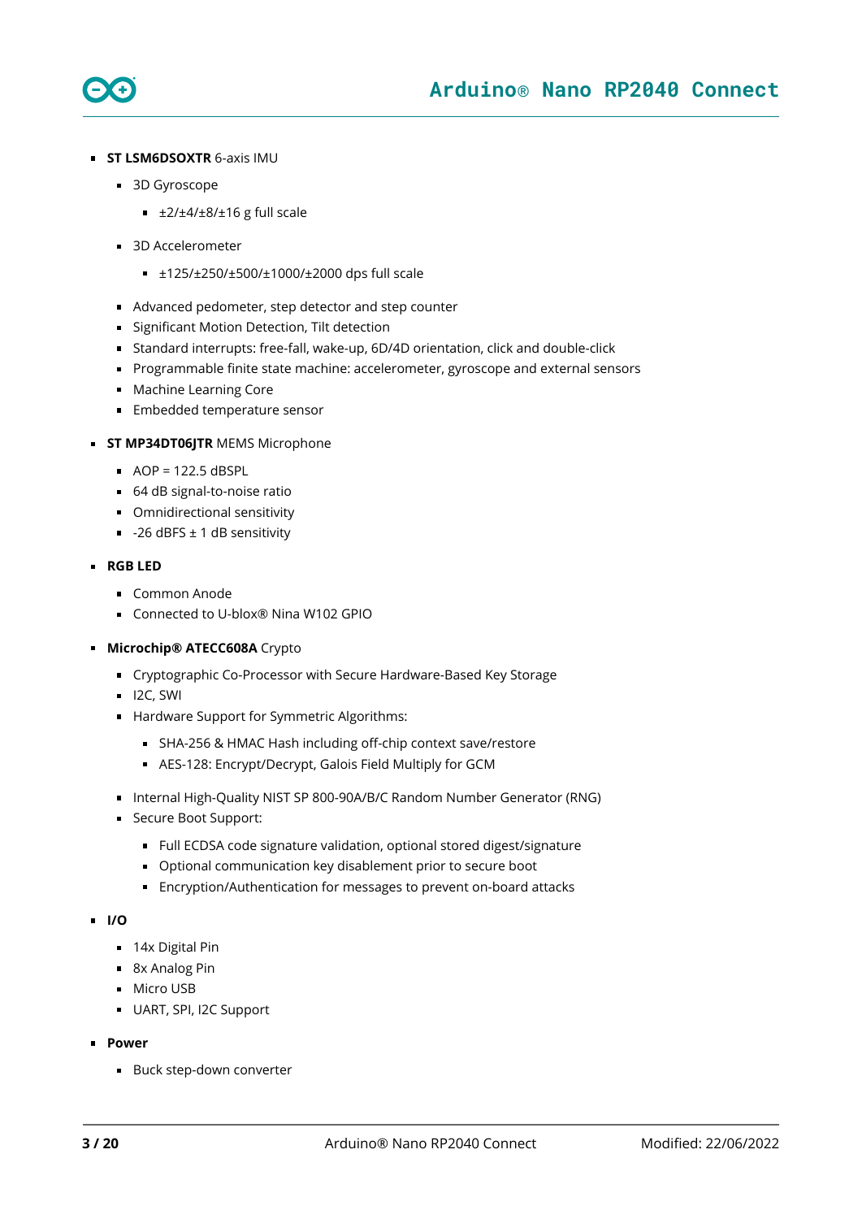- **ST LSM6DSOXTR** 6-axis IMU
  - 3D Gyroscope
    - ±2/±4/±8/±16 g full scale
  - 3D Accelerometer
    - ±125/±250/±500/±1000/±2000 dps full scale
  - Advanced pedometer, step detector and step counter
  - Significant Motion Detection, Tilt detection
  - Standard interrupts: free-fall, wake-up, 6D/4D orientation, click and double-click
  - Programmable finite state machine: accelerometer, gyroscope and external sensors
  - Machine Learning Core
  - Embedded temperature sensor
- **ST MP34DT06JTR** MEMS Microphone
  - AOP = 122.5 dBSPL
  - 64 dB signal-to-noise ratio
  - Omnidirectional sensitivity
  - -26 dBFS ± 1 dB sensitivity
- **RGB LED**
  - Common Anode
  - Connected to U-blox® Nina W102 GPIO
- **Microchip® ATECC608A** Crypto
  - Cryptographic Co-Processor with Secure Hardware-Based Key Storage
  - I2C, SWI
  - Hardware Support for Symmetric Algorithms:
    - SHA-256 & HMAC Hash including off-chip context save/restore
    - AES-128: Encrypt/Decrypt, Galois Field Multiply for GCM
  - Internal High-Quality NIST SP 800-90A/B/C Random Number Generator (RNG)
  - Secure Boot Support:
    - Full ECDSA code signature validation, optional stored digest/signature
    - Optional communication key disablement prior to secure boot
    - Encryption/Authentication for messages to prevent on-board attacks
- **I/O**
  - 14x Digital Pin
  - 8x Analog Pin
  - Micro USB
  - UART, SPI, I2C Support
- **Power**
  - Buck step-down converter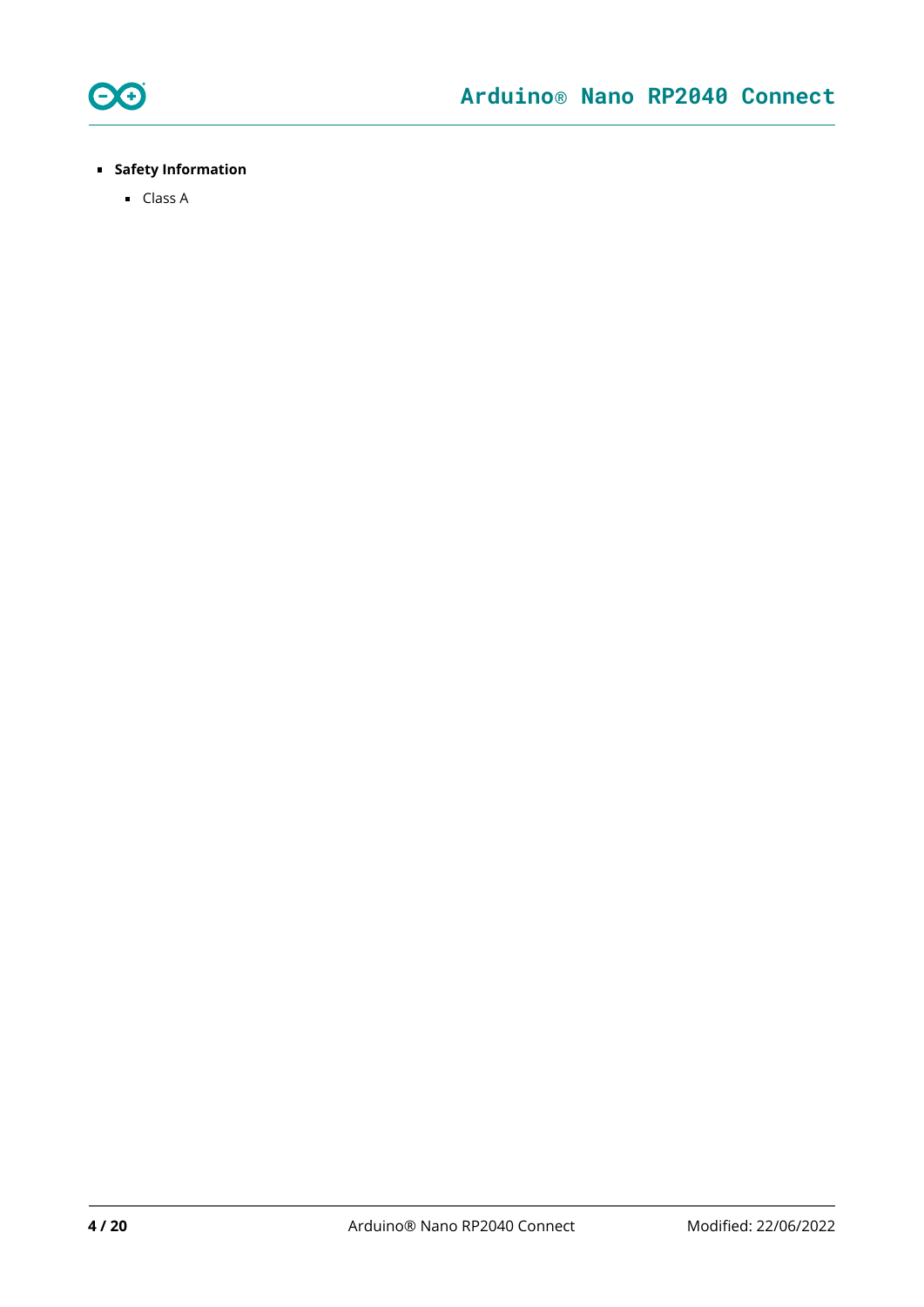- **Safety Information**
  - Class A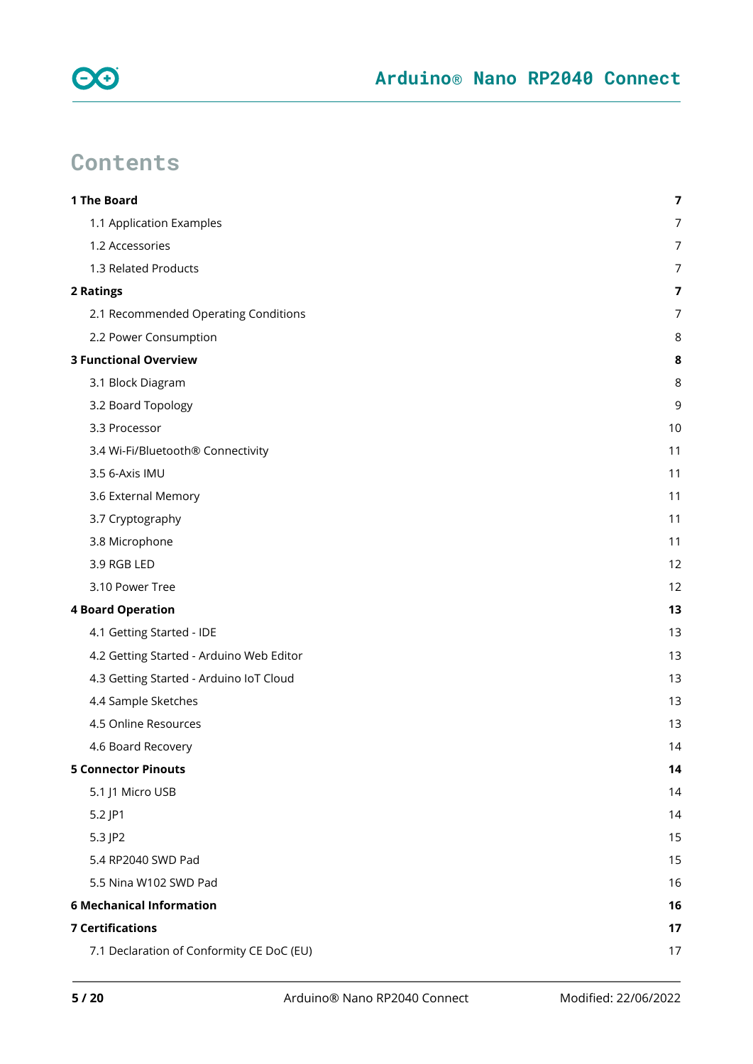# Contents

| | |
|---|---|
| **1 The Board** | **7** |
| 1.1 Application Examples | 7 |
| 1.2 Accessories | 7 |
| 1.3 Related Products | 7 |
| **2 Ratings** | **7** |
| 2.1 Recommended Operating Conditions | 7 |
| 2.2 Power Consumption | 8 |
| **3 Functional Overview** | **8** |
| 3.1 Block Diagram | 8 |
| 3.2 Board Topology | 9 |
| 3.3 Processor | 10 |
| 3.4 Wi-Fi/Bluetooth® Connectivity | 11 |
| 3.5 6-Axis IMU | 11 |
| 3.6 External Memory | 11 |
| 3.7 Cryptography | 11 |
| 3.8 Microphone | 11 |
| 3.9 RGB LED | 12 |
| 3.10 Power Tree | 12 |
| **4 Board Operation** | **13** |
| 4.1 Getting Started - IDE | 13 |
| 4.2 Getting Started - Arduino Web Editor | 13 |
| 4.3 Getting Started - Arduino IoT Cloud | 13 |
| 4.4 Sample Sketches | 13 |
| 4.5 Online Resources | 13 |
| 4.6 Board Recovery | 14 |
| **5 Connector Pinouts** | **14** |
| 5.1 J1 Micro USB | 14 |
| 5.2 JP1 | 14 |
| 5.3 JP2 | 15 |
| 5.4 RP2040 SWD Pad | 15 |
| 5.5 Nina W102 SWD Pad | 16 |
| **6 Mechanical Information** | **16** |
| **7 Certifications** | **17** |
| 7.1 Declaration of Conformity CE DoC (EU) | 17 |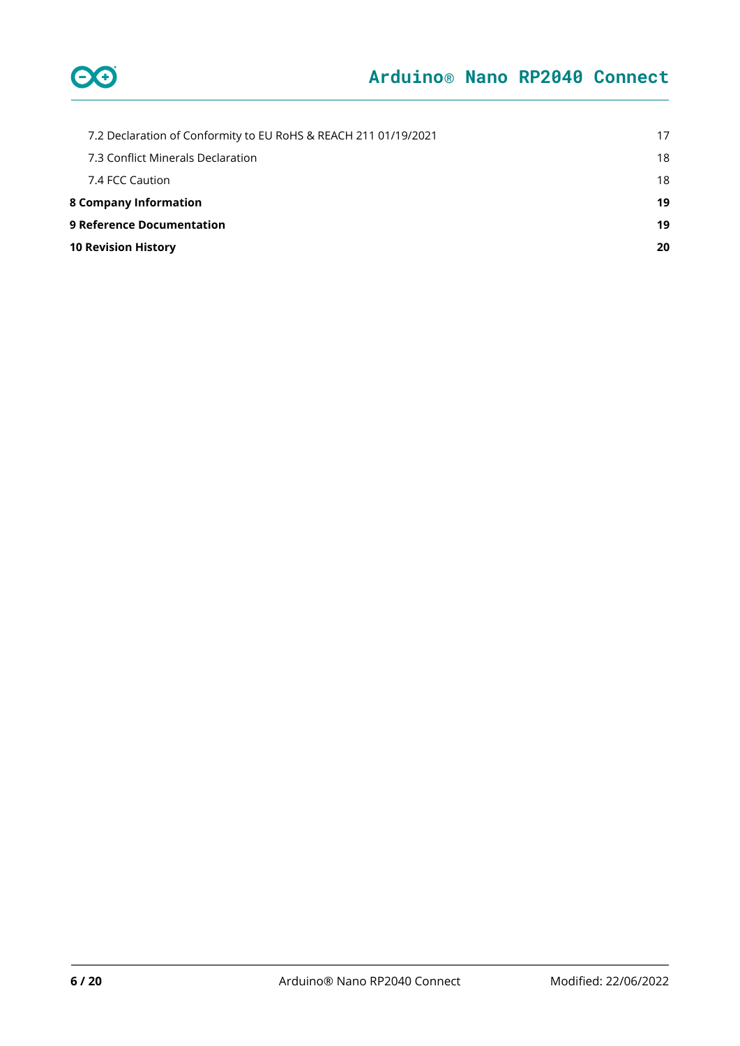7.2 Declaration of Conformity to EU RoHS & REACH 211 01/19/2021 17

7.3 Conflict Minerals Declaration 18

7.4 FCC Caution 18

**8 Company Information 19**

**9 Reference Documentation 19**

**10 Revision History 20**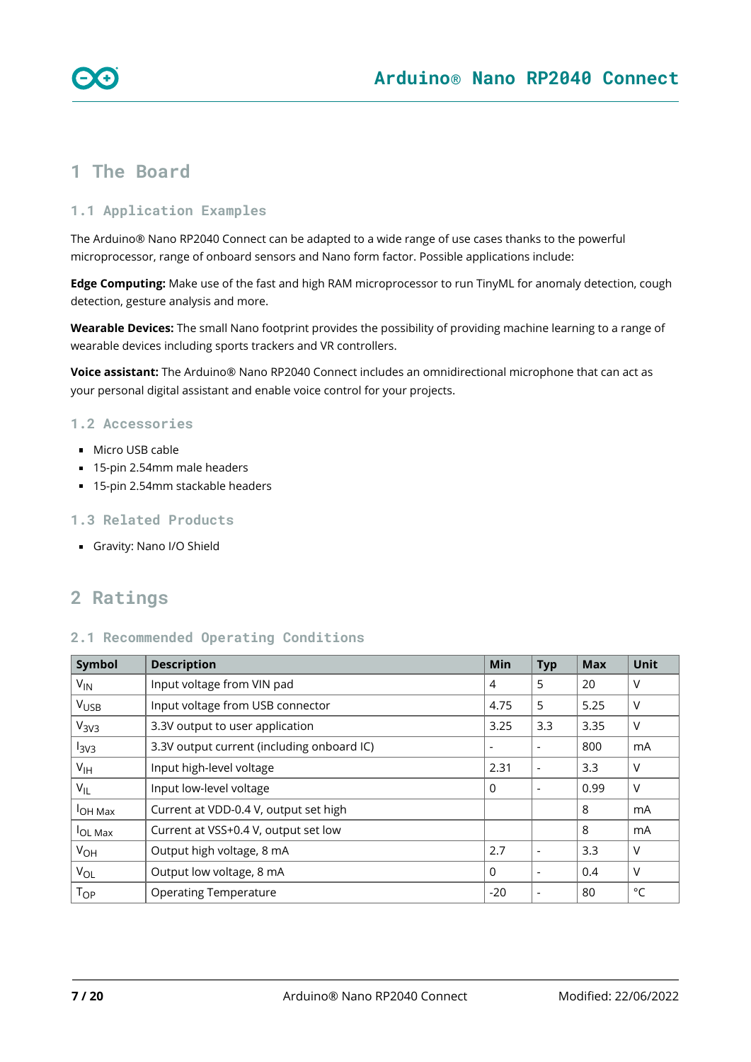# 1 The Board

## 1.1 Application Examples

The Arduino® Nano RP2040 Connect can be adapted to a wide range of use cases thanks to the powerful microprocessor, range of onboard sensors and Nano form factor. Possible applications include:

**Edge Computing:** Make use of the fast and high RAM microprocessor to run TinyML for anomaly detection, cough detection, gesture analysis and more.

**Wearable Devices:** The small Nano footprint provides the possibility of providing machine learning to a range of wearable devices including sports trackers and VR controllers.

**Voice assistant:** The Arduino® Nano RP2040 Connect includes an omnidirectional microphone that can act as your personal digital assistant and enable voice control for your projects.

## 1.2 Accessories

- Micro USB cable
- 15-pin 2.54mm male headers
- 15-pin 2.54mm stackable headers

## 1.3 Related Products

- Gravity: Nano I/O Shield

# 2 Ratings

## 2.1 Recommended Operating Conditions

| Symbol | Description | Min | Typ | Max | Unit |
|---|---|---|---|---|---|
| $V_{IN}$ | Input voltage from VIN pad | 4 | 5 | 20 | V |
| $V_{USB}$ | Input voltage from USB connector | 4.75 | 5 | 5.25 | V |
| $V_{3V3}$ | 3.3V output to user application | 3.25 | 3.3 | 3.35 | V |
| $I_{3V3}$ | 3.3V output current (including onboard IC) | - | - | 800 | mA |
| $V_{IH}$ | Input high-level voltage | 2.31 | - | 3.3 | V |
| $V_{IL}$ | Input low-level voltage | 0 | - | 0.99 | V |
| $I_{OH\ Max}$ | Current at VDD-0.4 V, output set high | | | 8 | mA |
| $I_{OL\ Max}$ | Current at VSS+0.4 V, output set low | | | 8 | mA |
| $V_{OH}$ | Output high voltage, 8 mA | 2.7 | - | 3.3 | V |
| $V_{OL}$ | Output low voltage, 8 mA | 0 | - | 0.4 | V |
| $T_{OP}$ | Operating Temperature | -20 | - | 80 | °C |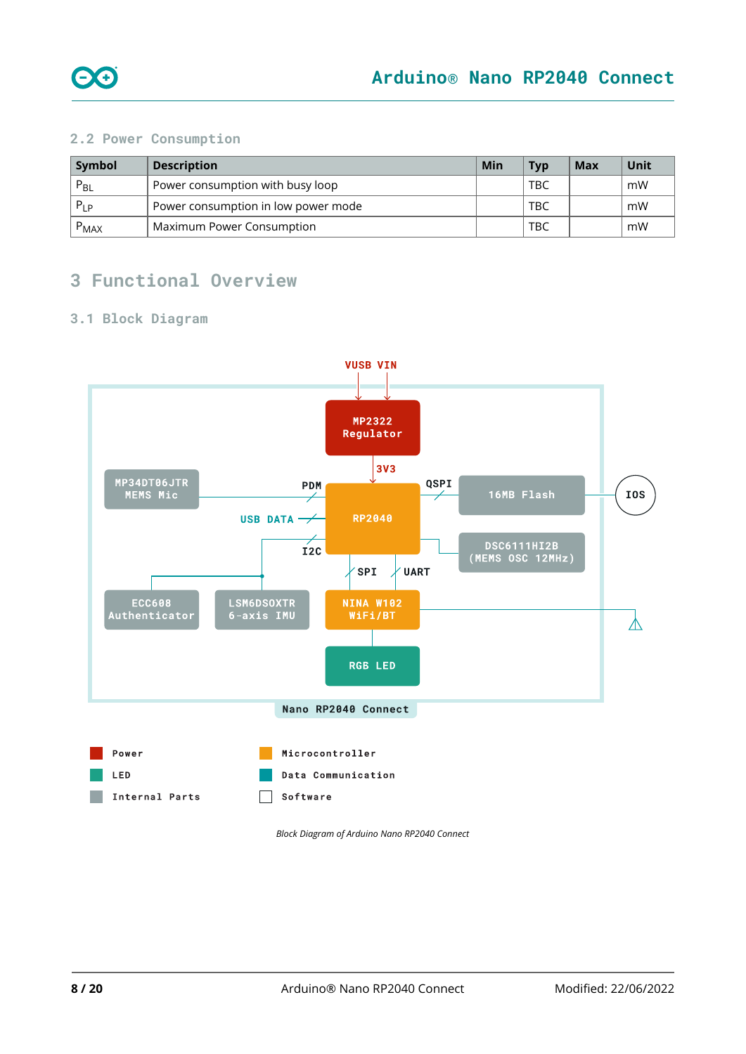## 2.2 Power Consumption

| Symbol | Description | Min | Typ | Max | Unit |
|---|---|---|---|---|---|
| $P_{BL}$ | Power consumption with busy loop | | TBC | | mW |
| $P_{LP}$ | Power consumption in low power mode | | TBC | | mW |
| $P_{MAX}$ | Maximum Power Consumption | | TBC | | mW |

# 3 Functional Overview

## 3.1 Block Diagram

*Block Diagram of Arduino Nano RP2040 Connect*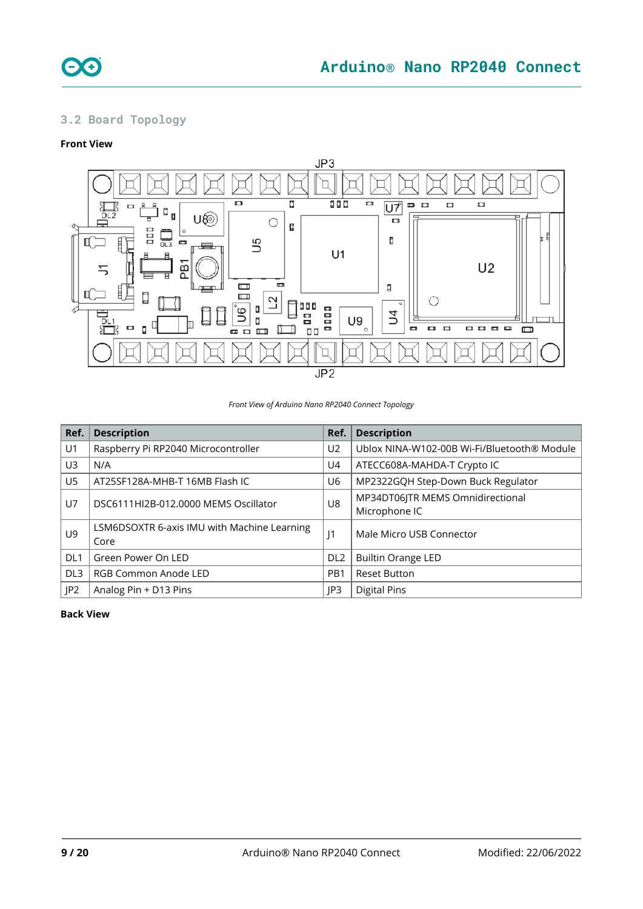## 3.2 Board Topology

**Front View**

*Front View of Arduino Nano RP2040 Connect Topology*

| Ref. | Description | Ref. | Description |
| --- | --- | --- | --- |
| U1 | Raspberry Pi RP2040 Microcontroller | U2 | Ublox NINA-W102-00B Wi-Fi/Bluetooth® Module |
| U3 | N/A | U4 | ATECC608A-MAHDA-T Crypto IC |
| U5 | AT25SF128A-MHB-T 16MB Flash IC | U6 | MP2322GQH Step-Down Buck Regulator |
| U7 | DSC6111HI2B-012.0000 MEMS Oscillator | U8 | MP34DT06JTR MEMS Omnidirectional Microphone IC |
| U9 | LSM6DSOXTR 6-axis IMU with Machine Learning Core | J1 | Male Micro USB Connector |
| DL1 | Green Power On LED | DL2 | Builtin Orange LED |
| DL3 | RGB Common Anode LED | PB1 | Reset Button |
| JP2 | Analog Pin + D13 Pins | JP3 | Digital Pins |

**Back View**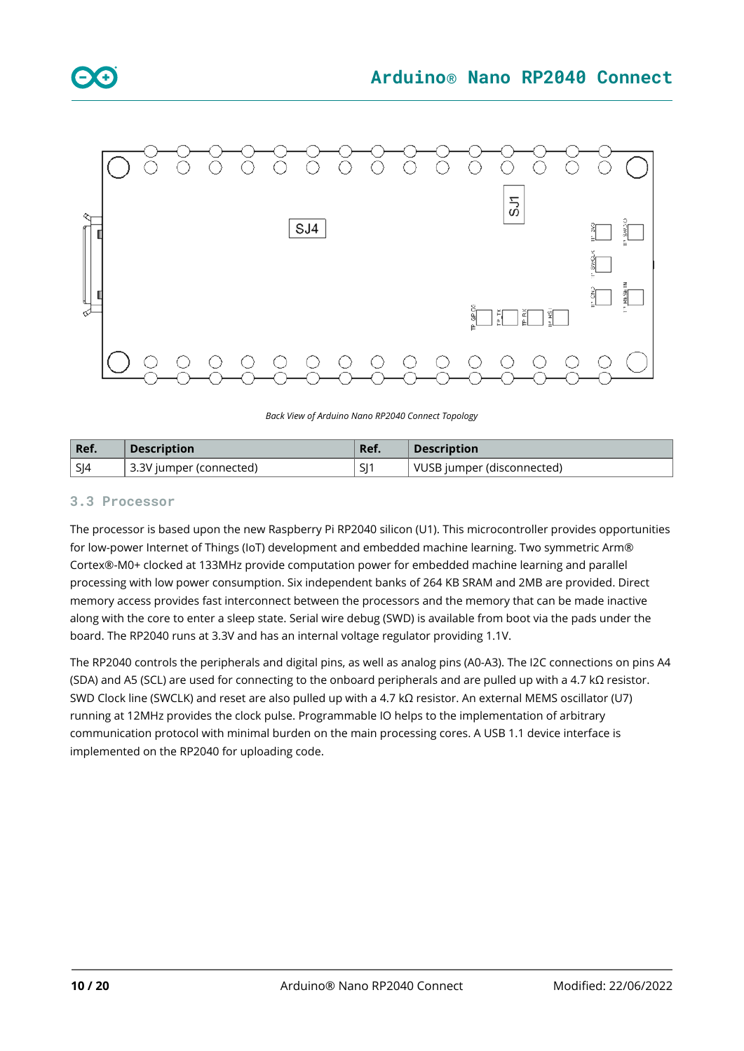*Back View of Arduino Nano RP2040 Connect Topology*

| Ref. | Description | Ref. | Description |
| --- | --- | --- | --- |
| SJ4 | 3.3V jumper (connected) | SJ1 | VUSB jumper (disconnected) |

### 3.3 Processor

The processor is based upon the new Raspberry Pi RP2040 silicon (U1). This microcontroller provides opportunities for low-power Internet of Things (IoT) development and embedded machine learning. Two symmetric Arm® Cortex®-M0+ clocked at 133MHz provide computation power for embedded machine learning and parallel processing with low power consumption. Six independent banks of 264 KB SRAM and 2MB are provided. Direct memory access provides fast interconnect between the processors and the memory that can be made inactive along with the core to enter a sleep state. Serial wire debug (SWD) is available from boot via the pads under the board. The RP2040 runs at 3.3V and has an internal voltage regulator providing 1.1V.

The RP2040 controls the peripherals and digital pins, as well as analog pins (A0-A3). The I2C connections on pins A4 (SDA) and A5 (SCL) are used for connecting to the onboard peripherals and are pulled up with a 4.7 kΩ resistor. SWD Clock line (SWCLK) and reset are also pulled up with a 4.7 kΩ resistor. An external MEMS oscillator (U7) running at 12MHz provides the clock pulse. Programmable IO helps to the implementation of arbitrary communication protocol with minimal burden on the main processing cores. A USB 1.1 device interface is implemented on the RP2040 for uploading code.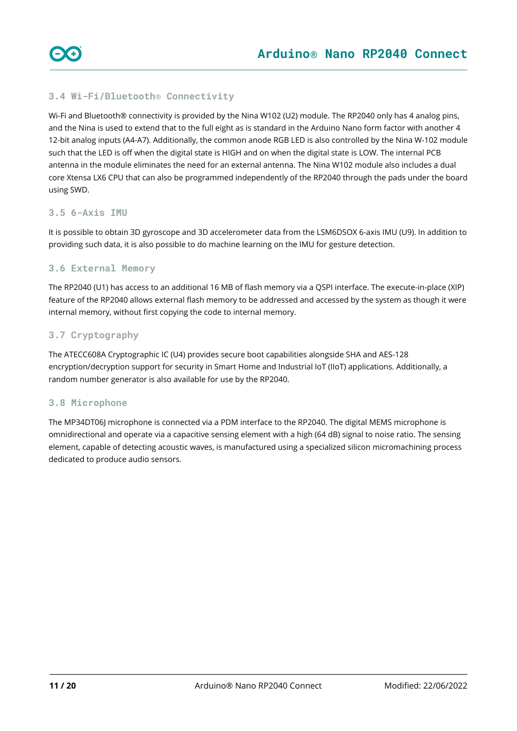### 3.4 Wi-Fi/Bluetooth® Connectivity

Wi-Fi and Bluetooth® connectivity is provided by the Nina W102 (U2) module. The RP2040 only has 4 analog pins, and the Nina is used to extend that to the full eight as is standard in the Arduino Nano form factor with another 4 12-bit analog inputs (A4-A7). Additionally, the common anode RGB LED is also controlled by the Nina W-102 module such that the LED is off when the digital state is HIGH and on when the digital state is LOW. The internal PCB antenna in the module eliminates the need for an external antenna. The Nina W102 module also includes a dual core Xtensa LX6 CPU that can also be programmed independently of the RP2040 through the pads under the board using SWD.

### 3.5 6-Axis IMU

It is possible to obtain 3D gyroscope and 3D accelerometer data from the LSM6DSOX 6-axis IMU (U9). In addition to providing such data, it is also possible to do machine learning on the IMU for gesture detection.

### 3.6 External Memory

The RP2040 (U1) has access to an additional 16 MB of flash memory via a QSPI interface. The execute-in-place (XIP) feature of the RP2040 allows external flash memory to be addressed and accessed by the system as though it were internal memory, without first copying the code to internal memory.

### 3.7 Cryptography

The ATECC608A Cryptographic IC (U4) provides secure boot capabilities alongside SHA and AES-128 encryption/decryption support for security in Smart Home and Industrial IoT (IIoT) applications. Additionally, a random number generator is also available for use by the RP2040.

### 3.8 Microphone

The MP34DT06J microphone is connected via a PDM interface to the RP2040. The digital MEMS microphone is omnidirectional and operate via a capacitive sensing element with a high (64 dB) signal to noise ratio. The sensing element, capable of detecting acoustic waves, is manufactured using a specialized silicon micromachining process dedicated to produce audio sensors.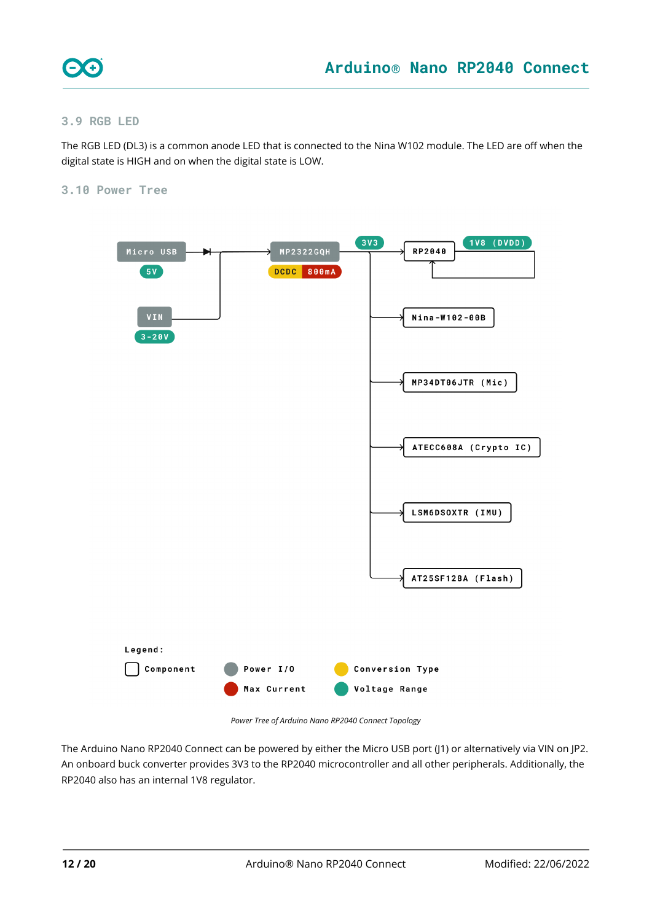### 3.9 RGB LED

The RGB LED (DL3) is a common anode LED that is connected to the Nina W102 module. The LED are off when the digital state is HIGH and on when the digital state is LOW.

### 3.10 Power Tree

Micro USB
5V
VIN
3-20V
MP2322GQH
DCDC 800mA
3V3
RP2040
1V8 (DVDD)
Nina-W102-00B
MP34DT06JTR (Mic)
ATECC608A (Crypto IC)
LSM6DSOXTR (IMU)
AT25SF128A (Flash)

Legend:
Component
Power I/O
Max Current
Conversion Type
Voltage Range

*Power Tree of Arduino Nano RP2040 Connect Topology*

The Arduino Nano RP2040 Connect can be powered by either the Micro USB port (J1) or alternatively via VIN on JP2. An onboard buck converter provides 3V3 to the RP2040 microcontroller and all other peripherals. Additionally, the RP2040 also has an internal 1V8 regulator.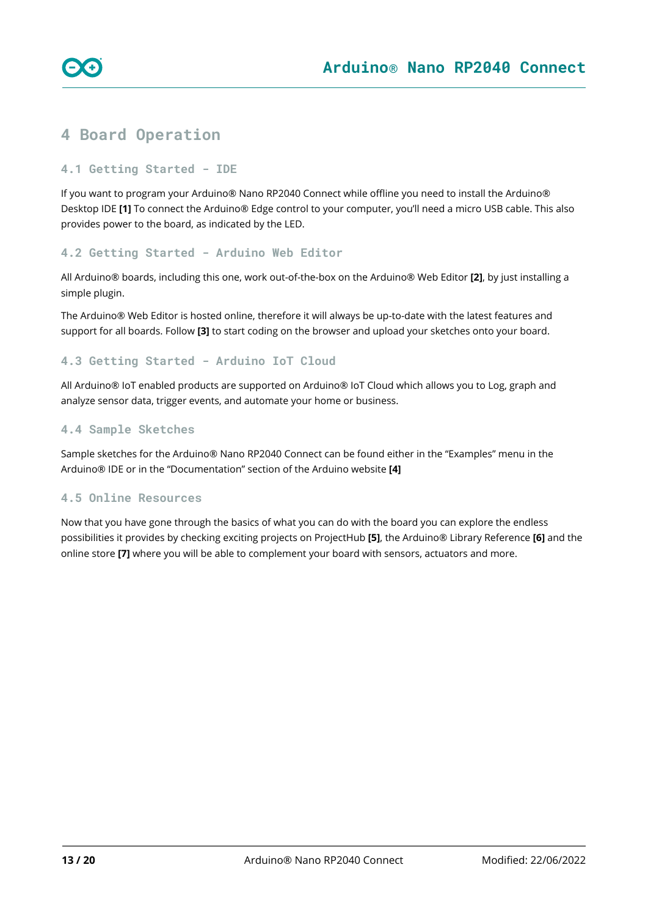# 4 Board Operation

## 4.1 Getting Started - IDE

If you want to program your Arduino® Nano RP2040 Connect while offline you need to install the Arduino® Desktop IDE **[1]** To connect the Arduino® Edge control to your computer, you'll need a micro USB cable. This also provides power to the board, as indicated by the LED.

## 4.2 Getting Started - Arduino Web Editor

All Arduino® boards, including this one, work out-of-the-box on the Arduino® Web Editor **[2]**, by just installing a simple plugin.

The Arduino® Web Editor is hosted online, therefore it will always be up-to-date with the latest features and support for all boards. Follow **[3]** to start coding on the browser and upload your sketches onto your board.

## 4.3 Getting Started - Arduino IoT Cloud

All Arduino® IoT enabled products are supported on Arduino® IoT Cloud which allows you to Log, graph and analyze sensor data, trigger events, and automate your home or business.

## 4.4 Sample Sketches

Sample sketches for the Arduino® Nano RP2040 Connect can be found either in the "Examples" menu in the Arduino® IDE or in the "Documentation" section of the Arduino website **[4]**

## 4.5 Online Resources

Now that you have gone through the basics of what you can do with the board you can explore the endless possibilities it provides by checking exciting projects on ProjectHub **[5]**, the Arduino® Library Reference **[6]** and the online store **[7]** where you will be able to complement your board with sensors, actuators and more.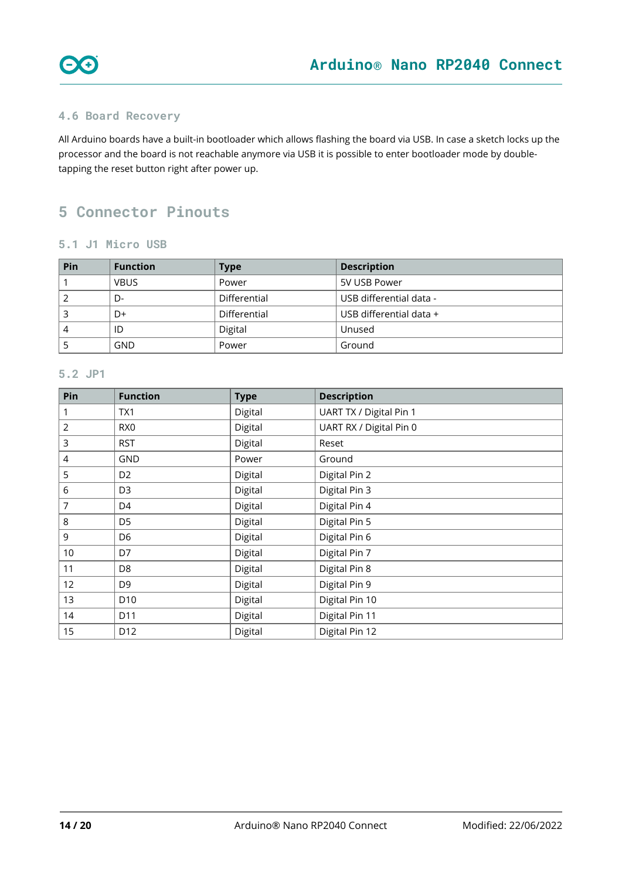### 4.6 Board Recovery

All Arduino boards have a built-in bootloader which allows flashing the board via USB. In case a sketch locks up the processor and the board is not reachable anymore via USB it is possible to enter bootloader mode by double-tapping the reset button right after power up.

## 5 Connector Pinouts

### 5.1 J1 Micro USB

| Pin | Function | Type | Description |
|---|---|---|---|
| 1 | VBUS | Power | 5V USB Power |
| 2 | D- | Differential | USB differential data - |
| 3 | D+ | Differential | USB differential data + |
| 4 | ID | Digital | Unused |
| 5 | GND | Power | Ground |

### 5.2 JP1

| Pin | Function | Type | Description |
|---|---|---|---|
| 1 | TX1 | Digital | UART TX / Digital Pin 1 |
| 2 | RX0 | Digital | UART RX / Digital Pin 0 |
| 3 | RST | Digital | Reset |
| 4 | GND | Power | Ground |
| 5 | D2 | Digital | Digital Pin 2 |
| 6 | D3 | Digital | Digital Pin 3 |
| 7 | D4 | Digital | Digital Pin 4 |
| 8 | D5 | Digital | Digital Pin 5 |
| 9 | D6 | Digital | Digital Pin 6 |
| 10 | D7 | Digital | Digital Pin 7 |
| 11 | D8 | Digital | Digital Pin 8 |
| 12 | D9 | Digital | Digital Pin 9 |
| 13 | D10 | Digital | Digital Pin 10 |
| 14 | D11 | Digital | Digital Pin 11 |
| 15 | D12 | Digital | Digital Pin 12 |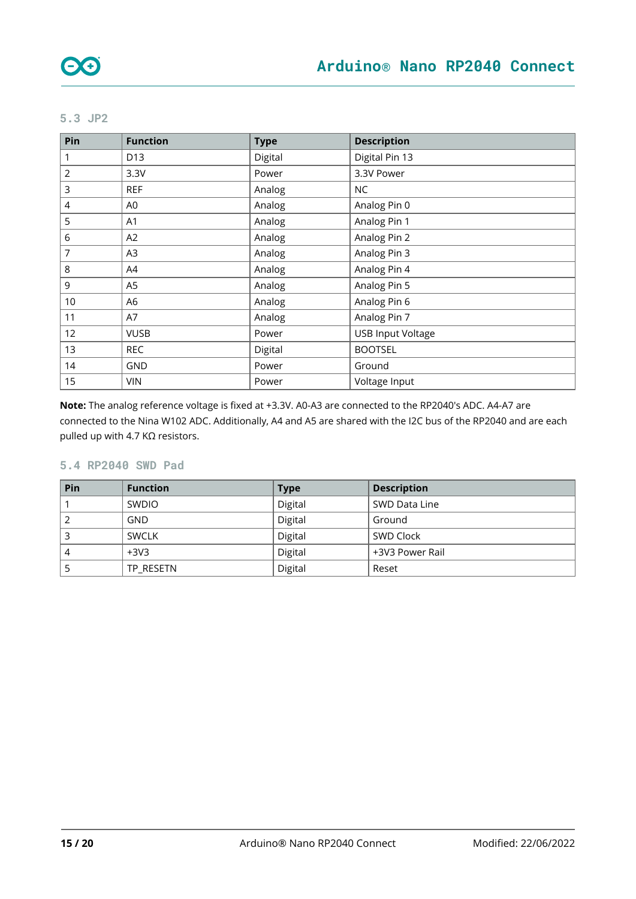### 5.3 JP2

| Pin | Function | Type | Description |
| --- | --- | --- | --- |
| 1 | D13 | Digital | Digital Pin 13 |
| 2 | 3.3V | Power | 3.3V Power |
| 3 | REF | Analog | NC |
| 4 | A0 | Analog | Analog Pin 0 |
| 5 | A1 | Analog | Analog Pin 1 |
| 6 | A2 | Analog | Analog Pin 2 |
| 7 | A3 | Analog | Analog Pin 3 |
| 8 | A4 | Analog | Analog Pin 4 |
| 9 | A5 | Analog | Analog Pin 5 |
| 10 | A6 | Analog | Analog Pin 6 |
| 11 | A7 | Analog | Analog Pin 7 |
| 12 | VUSB | Power | USB Input Voltage |
| 13 | REC | Digital | BOOTSEL |
| 14 | GND | Power | Ground |
| 15 | VIN | Power | Voltage Input |

**Note:** The analog reference voltage is fixed at +3.3V. A0-A3 are connected to the RP2040's ADC. A4-A7 are connected to the Nina W102 ADC. Additionally, A4 and A5 are shared with the I2C bus of the RP2040 and are each pulled up with 4.7 KΩ resistors.

### 5.4 RP2040 SWD Pad

| Pin | Function | Type | Description |
| --- | --- | --- | --- |
| 1 | SWDIO | Digital | SWD Data Line |
| 2 | GND | Digital | Ground |
| 3 | SWCLK | Digital | SWD Clock |
| 4 | +3V3 | Digital | +3V3 Power Rail |
| 5 | TP_RESETN | Digital | Reset |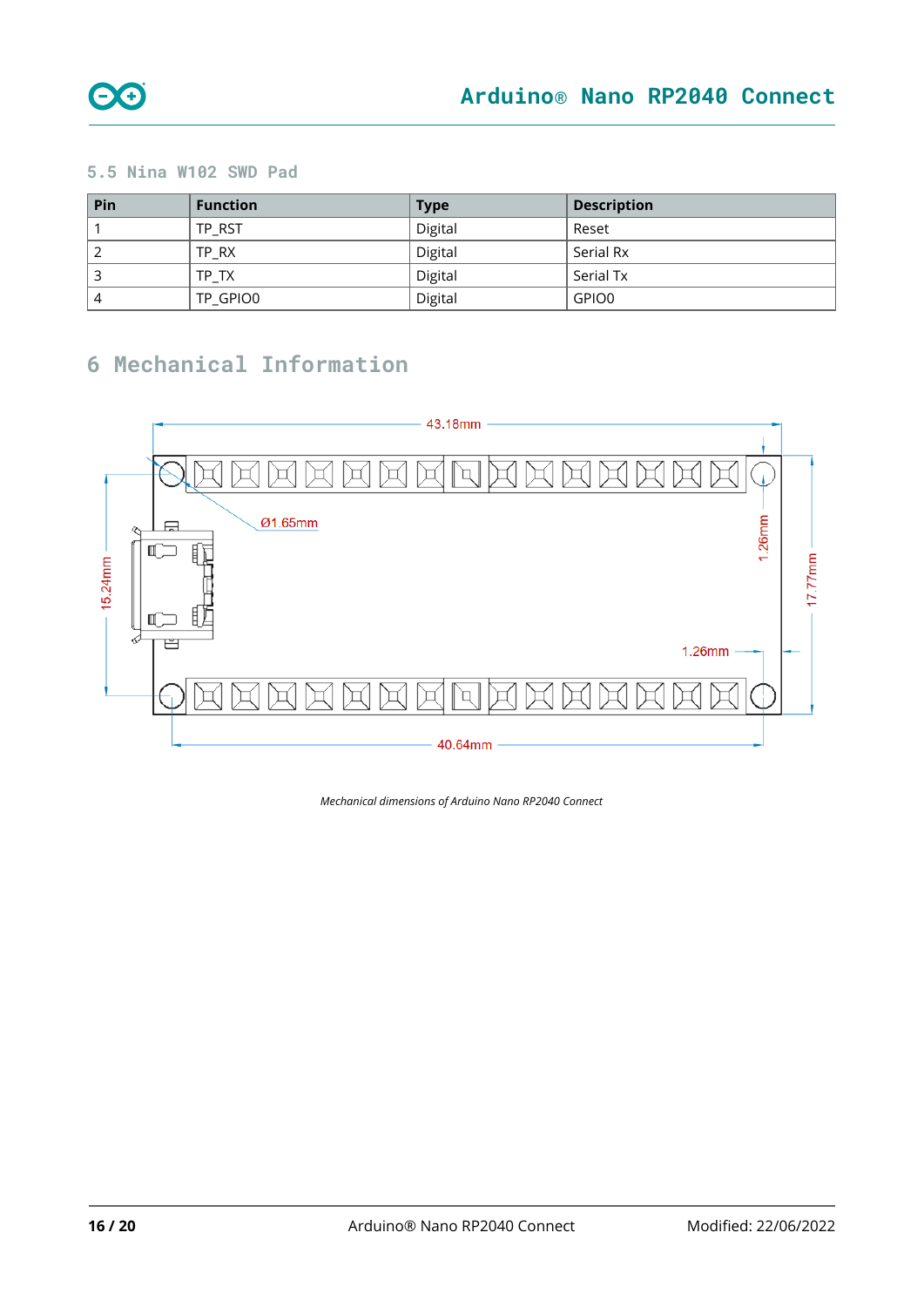### 5.5 Nina W102 SWD Pad

| Pin | Function | Type | Description |
|---|---|---|---|
| 1 | TP_RST | Digital | Reset |
| 2 | TP_RX | Digital | Serial Rx |
| 3 | TP_TX | Digital | Serial Tx |
| 4 | TP_GPIO0 | Digital | GPIO0 |

# 6 Mechanical Information

*Mechanical dimensions of Arduino Nano RP2040 Connect*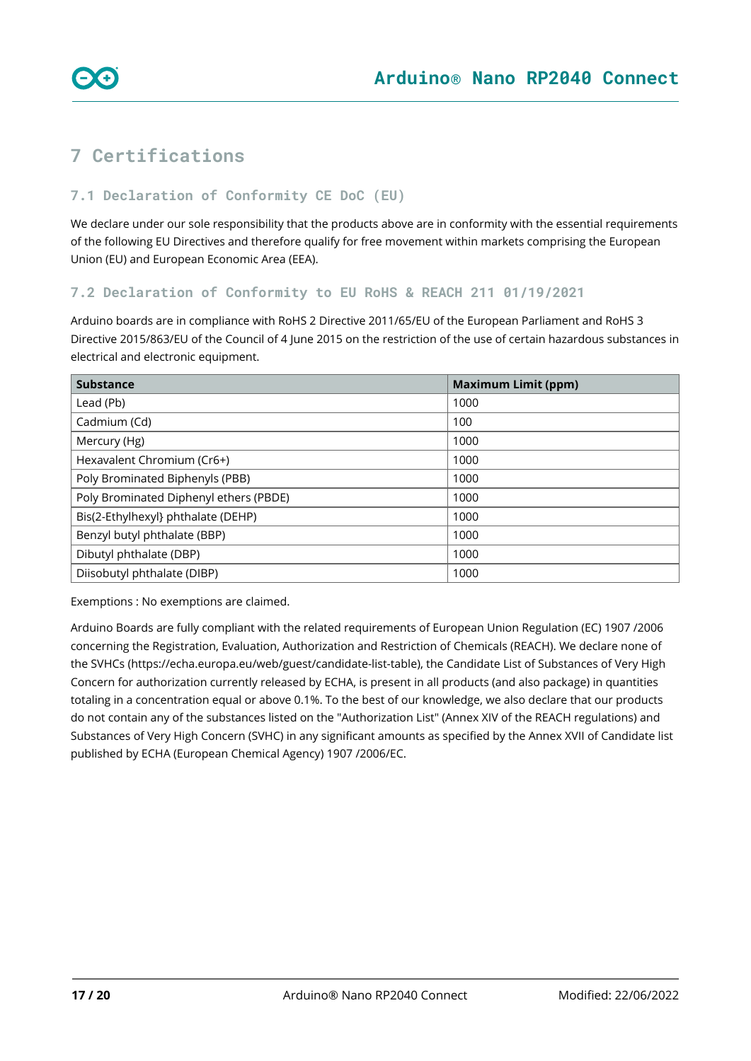# 7 Certifications

## 7.1 Declaration of Conformity CE DoC (EU)

We declare under our sole responsibility that the products above are in conformity with the essential requirements of the following EU Directives and therefore qualify for free movement within markets comprising the European Union (EU) and European Economic Area (EEA).

## 7.2 Declaration of Conformity to EU RoHS & REACH 211 01/19/2021

Arduino boards are in compliance with RoHS 2 Directive 2011/65/EU of the European Parliament and RoHS 3 Directive 2015/863/EU of the Council of 4 June 2015 on the restriction of the use of certain hazardous substances in electrical and electronic equipment.

| Substance | Maximum Limit (ppm) |
|---|---|
| Lead (Pb) | 1000 |
| Cadmium (Cd) | 100 |
| Mercury (Hg) | 1000 |
| Hexavalent Chromium (Cr6+) | 1000 |
| Poly Brominated Biphenyls (PBB) | 1000 |
| Poly Brominated Diphenyl ethers (PBDE) | 1000 |
| Bis(2-Ethylhexyl} phthalate (DEHP) | 1000 |
| Benzyl butyl phthalate (BBP) | 1000 |
| Dibutyl phthalate (DBP) | 1000 |
| Diisobutyl phthalate (DIBP) | 1000 |

Exemptions : No exemptions are claimed.

Arduino Boards are fully compliant with the related requirements of European Union Regulation (EC) 1907 /2006 concerning the Registration, Evaluation, Authorization and Restriction of Chemicals (REACH). We declare none of the SVHCs (https://echa.europa.eu/web/guest/candidate-list-table), the Candidate List of Substances of Very High Concern for authorization currently released by ECHA, is present in all products (and also package) in quantities totaling in a concentration equal or above 0.1%. To the best of our knowledge, we also declare that our products do not contain any of the substances listed on the "Authorization List" (Annex XIV of the REACH regulations) and Substances of Very High Concern (SVHC) in any significant amounts as specified by the Annex XVII of Candidate list published by ECHA (European Chemical Agency) 1907 /2006/EC.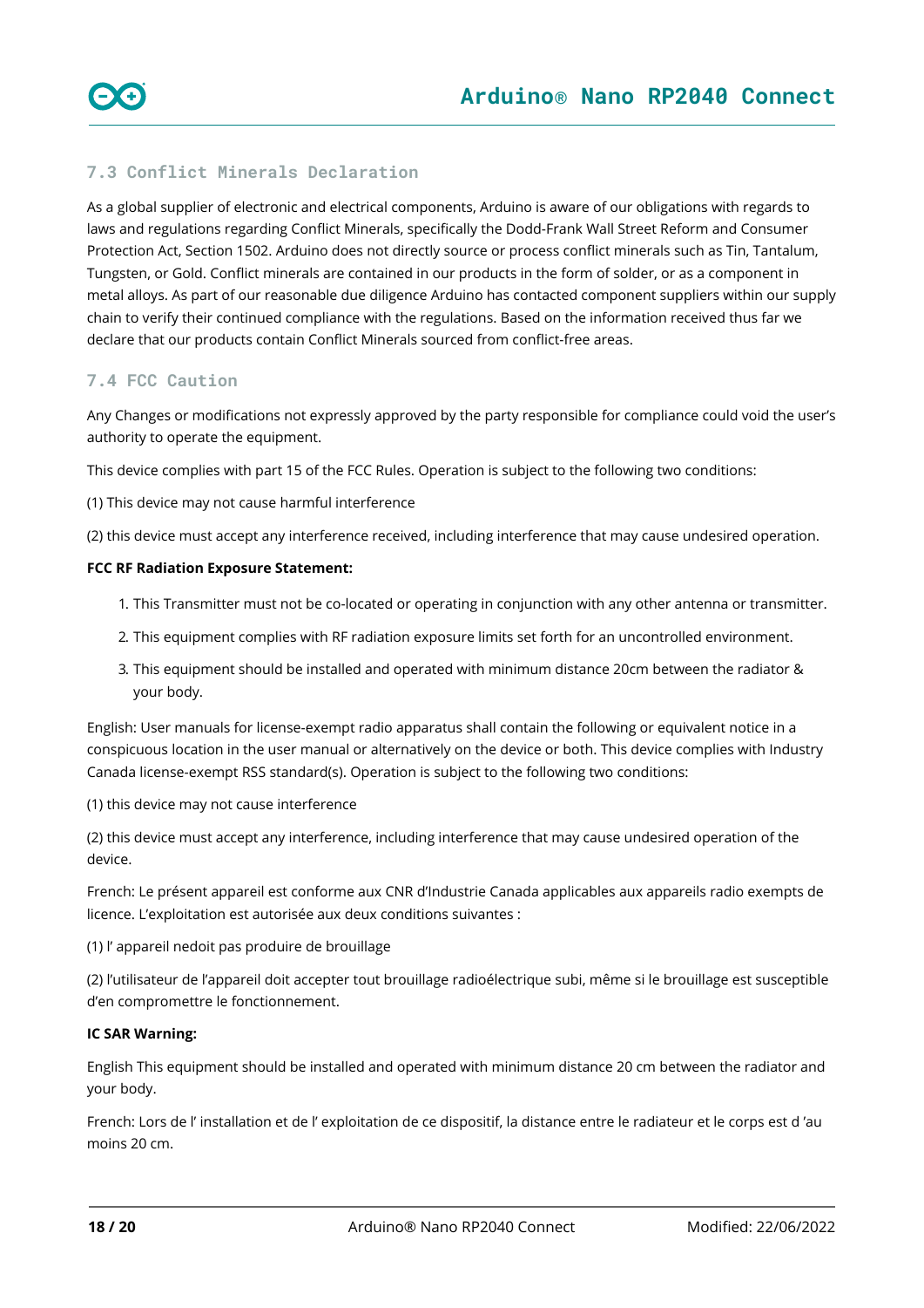## 7.3 Conflict Minerals Declaration

As a global supplier of electronic and electrical components, Arduino is aware of our obligations with regards to laws and regulations regarding Conflict Minerals, specifically the Dodd-Frank Wall Street Reform and Consumer Protection Act, Section 1502. Arduino does not directly source or process conflict minerals such as Tin, Tantalum, Tungsten, or Gold. Conflict minerals are contained in our products in the form of solder, or as a component in metal alloys. As part of our reasonable due diligence Arduino has contacted component suppliers within our supply chain to verify their continued compliance with the regulations. Based on the information received thus far we declare that our products contain Conflict Minerals sourced from conflict-free areas.

## 7.4 FCC Caution

Any Changes or modifications not expressly approved by the party responsible for compliance could void the user's authority to operate the equipment.

This device complies with part 15 of the FCC Rules. Operation is subject to the following two conditions:

(1) This device may not cause harmful interference

(2) this device must accept any interference received, including interference that may cause undesired operation.

**FCC RF Radiation Exposure Statement:**

1. This Transmitter must not be co-located or operating in conjunction with any other antenna or transmitter.
2. This equipment complies with RF radiation exposure limits set forth for an uncontrolled environment.
3. This equipment should be installed and operated with minimum distance 20cm between the radiator & your body.

English: User manuals for license-exempt radio apparatus shall contain the following or equivalent notice in a conspicuous location in the user manual or alternatively on the device or both. This device complies with Industry Canada license-exempt RSS standard(s). Operation is subject to the following two conditions:

(1) this device may not cause interference

(2) this device must accept any interference, including interference that may cause undesired operation of the device.

French: Le présent appareil est conforme aux CNR d'Industrie Canada applicables aux appareils radio exempts de licence. L'exploitation est autorisée aux deux conditions suivantes :

(1) l' appareil nedoit pas produire de brouillage

(2) l'utilisateur de l'appareil doit accepter tout brouillage radioélectrique subi, même si le brouillage est susceptible d'en compromettre le fonctionnement.

**IC SAR Warning:**

English This equipment should be installed and operated with minimum distance 20 cm between the radiator and your body.

French: Lors de l' installation et de l' exploitation de ce dispositif, la distance entre le radiateur et le corps est d 'au moins 20 cm.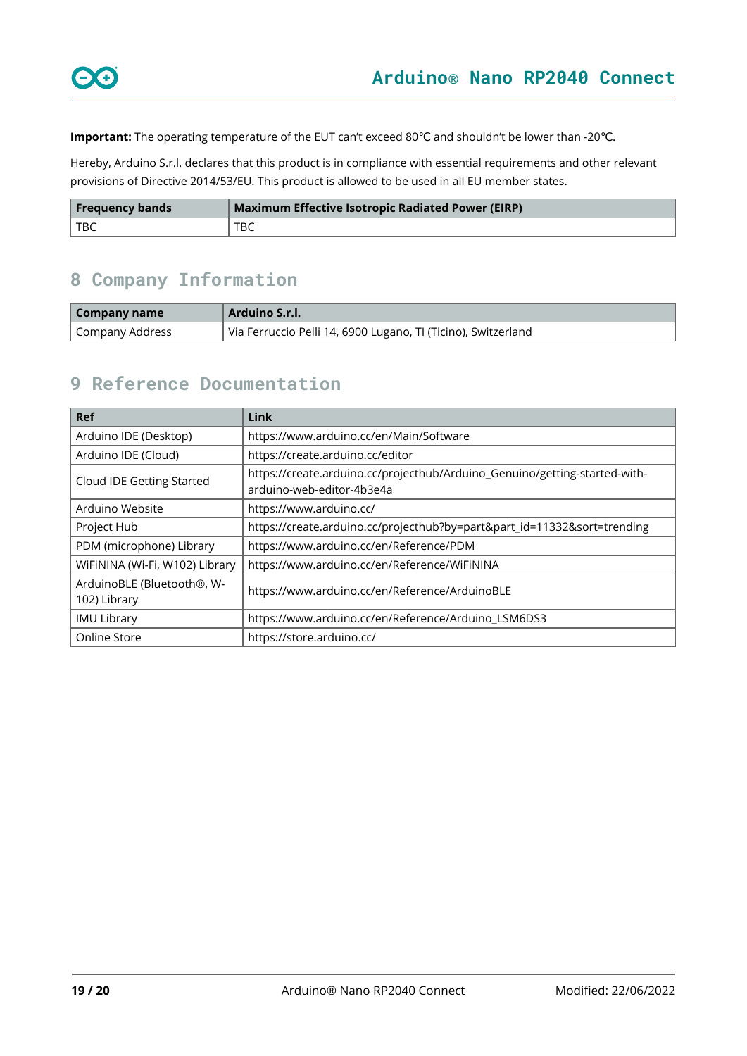**Important:** The operating temperature of the EUT can't exceed 80℃ and shouldn't be lower than -20℃.

Hereby, Arduino S.r.l. declares that this product is in compliance with essential requirements and other relevant provisions of Directive 2014/53/EU. This product is allowed to be used in all EU member states.

| Frequency bands | Maximum Effective Isotropic Radiated Power (EIRP) |
| --- | --- |
| TBC | TBC |

## 8 Company Information

| Company name | Arduino S.r.l. |
| --- | --- |
| Company Address | Via Ferruccio Pelli 14, 6900 Lugano, TI (Ticino), Switzerland |

## 9 Reference Documentation

| Ref | Link |
| --- | --- |
| Arduino IDE (Desktop) | https://www.arduino.cc/en/Main/Software |
| Arduino IDE (Cloud) | https://create.arduino.cc/editor |
| Cloud IDE Getting Started | https://create.arduino.cc/projecthub/Arduino_Genuino/getting-started-with-arduino-web-editor-4b3e4a |
| Arduino Website | https://www.arduino.cc/ |
| Project Hub | https://create.arduino.cc/projecthub?by=part&part_id=11332&sort=trending |
| PDM (microphone) Library | https://www.arduino.cc/en/Reference/PDM |
| WiFiNINA (Wi-Fi, W102) Library | https://www.arduino.cc/en/Reference/WiFiNINA |
| ArduinoBLE (Bluetooth®, W-102) Library | https://www.arduino.cc/en/Reference/ArduinoBLE |
| IMU Library | https://www.arduino.cc/en/Reference/Arduino_LSM6DS3 |
| Online Store | https://store.arduino.cc/ |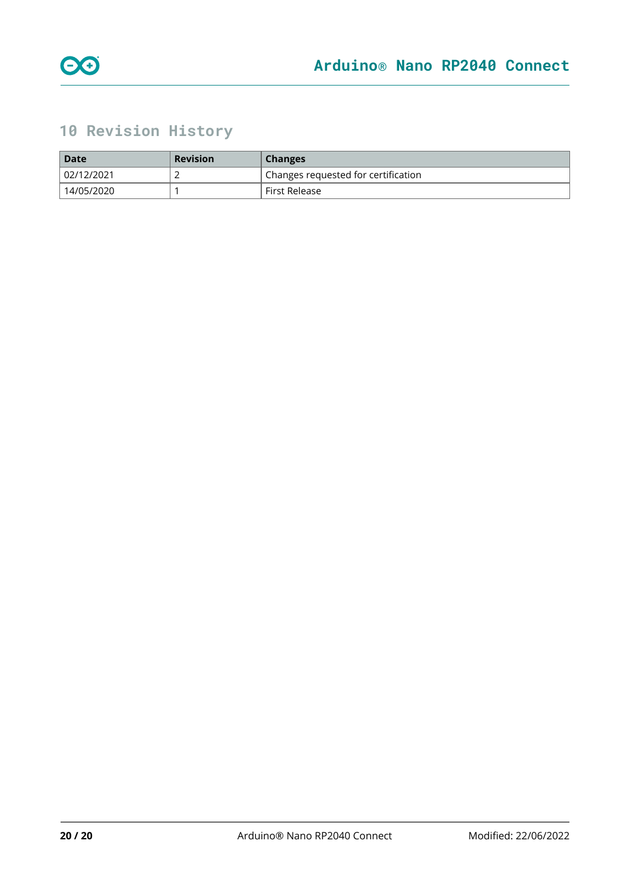# 10 Revision History

| Date | Revision | Changes |
| --- | --- | --- |
| 02/12/2021 | 2 | Changes requested for certification |
| 14/05/2020 | 1 | First Release |